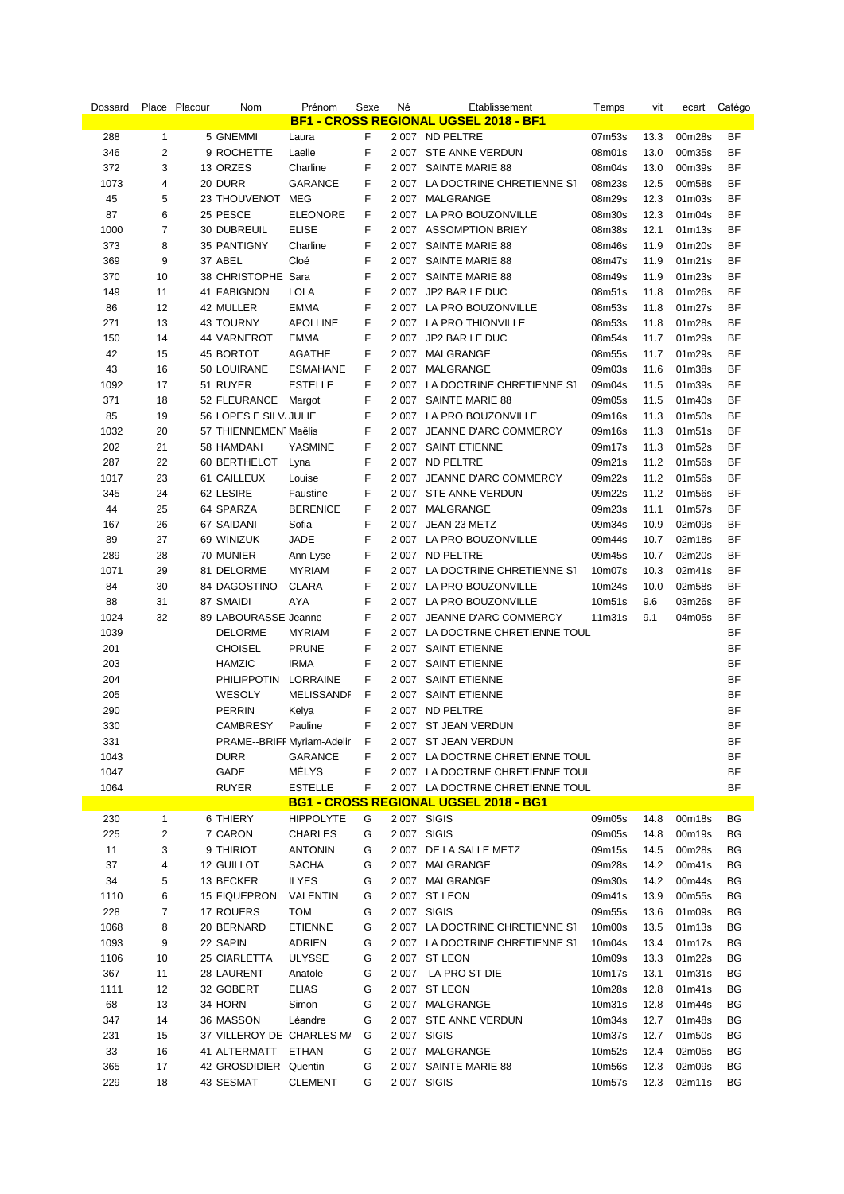| Dossard | Place | Placour | Nom | Prénom | Sexe | Né | Etablissement | Temps | vit | ecart | Catégo |
|---|---|---|---|---|---|---|---|---|---|---|---|
| **BF1 - CROSS REGIONAL UGSEL 2018 - BF1** | | | | | | | | | | | |
| 288 | 1 | 5 | GNEMMI | Laura | F | 2 007 | ND PELTRE | 07m53s | 13.3 | 00m28s | BF |
| 346 | 2 | 9 | ROCHETTE | Laelle | F | 2 007 | STE ANNE VERDUN | 08m01s | 13.0 | 00m35s | BF |
| 372 | 3 | 13 | ORZES | Charline | F | 2 007 | SAINTE MARIE 88 | 08m04s | 13.0 | 00m39s | BF |
| 1073 | 4 | 20 | DURR | GARANCE | F | 2 007 | LA DOCTRINE CHRETIENNE ST | 08m23s | 12.5 | 00m58s | BF |
| 45 | 5 | 23 | THOUVENOT | MEG | F | 2 007 | MALGRANGE | 08m29s | 12.3 | 01m03s | BF |
| 87 | 6 | 25 | PESCE | ELEONORE | F | 2 007 | LA PRO BOUZONVILLE | 08m30s | 12.3 | 01m04s | BF |
| 1000 | 7 | 30 | DUBREUIL | ELISE | F | 2 007 | ASSOMPTION BRIEY | 08m38s | 12.1 | 01m13s | BF |
| 373 | 8 | 35 | PANTIGNY | Charline | F | 2 007 | SAINTE MARIE 88 | 08m46s | 11.9 | 01m20s | BF |
| 369 | 9 | 37 | ABEL | Cloé | F | 2 007 | SAINTE MARIE 88 | 08m47s | 11.9 | 01m21s | BF |
| 370 | 10 | 38 | CHRISTOPHE | Sara | F | 2 007 | SAINTE MARIE 88 | 08m49s | 11.9 | 01m23s | BF |
| 149 | 11 | 41 | FABIGNON | LOLA | F | 2 007 | JP2 BAR LE DUC | 08m51s | 11.8 | 01m26s | BF |
| 86 | 12 | 42 | MULLER | EMMA | F | 2 007 | LA PRO BOUZONVILLE | 08m53s | 11.8 | 01m27s | BF |
| 271 | 13 | 43 | TOURNY | APOLLINE | F | 2 007 | LA PRO THIONVILLE | 08m53s | 11.8 | 01m28s | BF |
| 150 | 14 | 44 | VARNEROT | EMMA | F | 2 007 | JP2 BAR LE DUC | 08m54s | 11.7 | 01m29s | BF |
| 42 | 15 | 45 | BORTOT | AGATHE | F | 2 007 | MALGRANGE | 08m55s | 11.7 | 01m29s | BF |
| 43 | 16 | 50 | LOUIRANE | ESMAHANE | F | 2 007 | MALGRANGE | 09m03s | 11.6 | 01m38s | BF |
| 1092 | 17 | 51 | RUYER | ESTELLE | F | 2 007 | LA DOCTRINE CHRETIENNE ST | 09m04s | 11.5 | 01m39s | BF |
| 371 | 18 | 52 | FLEURANCE | Margot | F | 2 007 | SAINTE MARIE 88 | 09m05s | 11.5 | 01m40s | BF |
| 85 | 19 | 56 | LOPES E SILVA | JULIE | F | 2 007 | LA PRO BOUZONVILLE | 09m16s | 11.3 | 01m50s | BF |
| 1032 | 20 | 57 | THIENNEMENT | Maëlis | F | 2 007 | JEANNE D'ARC COMMERCY | 09m16s | 11.3 | 01m51s | BF |
| 202 | 21 | 58 | HAMDANI | YASMINE | F | 2 007 | SAINT ETIENNE | 09m17s | 11.3 | 01m52s | BF |
| 287 | 22 | 60 | BERTHELOT | Lyna | F | 2 007 | ND PELTRE | 09m21s | 11.2 | 01m56s | BF |
| 1017 | 23 | 61 | CAILLEUX | Louise | F | 2 007 | JEANNE D'ARC COMMERCY | 09m22s | 11.2 | 01m56s | BF |
| 345 | 24 | 62 | LESIRE | Faustine | F | 2 007 | STE ANNE VERDUN | 09m22s | 11.2 | 01m56s | BF |
| 44 | 25 | 64 | SPARZA | BERENICE | F | 2 007 | MALGRANGE | 09m23s | 11.1 | 01m57s | BF |
| 167 | 26 | 67 | SAIDANI | Sofia | F | 2 007 | JEAN 23 METZ | 09m34s | 10.9 | 02m09s | BF |
| 89 | 27 | 69 | WINIZUK | JADE | F | 2 007 | LA PRO BOUZONVILLE | 09m44s | 10.7 | 02m18s | BF |
| 289 | 28 | 70 | MUNIER | Ann Lyse | F | 2 007 | ND PELTRE | 09m45s | 10.7 | 02m20s | BF |
| 1071 | 29 | 81 | DELORME | MYRIAM | F | 2 007 | LA DOCTRINE CHRETIENNE ST | 10m07s | 10.3 | 02m41s | BF |
| 84 | 30 | 84 | DAGOSTINO | CLARA | F | 2 007 | LA PRO BOUZONVILLE | 10m24s | 10.0 | 02m58s | BF |
| 88 | 31 | 87 | SMAIDI | AYA | F | 2 007 | LA PRO BOUZONVILLE | 10m51s | 9.6 | 03m26s | BF |
| 1024 | 32 | 89 | LABOURASSE | Jeanne | F | 2 007 | JEANNE D'ARC COMMERCY | 11m31s | 9.1 | 04m05s | BF |
| 1039 | | | DELORME | MYRIAM | F | 2 007 | LA DOCTRNE CHRETIENNE TOUL | | | | BF |
| 201 | | | CHOISEL | PRUNE | F | 2 007 | SAINT ETIENNE | | | | BF |
| 203 | | | HAMZIC | IRMA | F | 2 007 | SAINT ETIENNE | | | | BF |
| 204 | | | PHILIPPOTIN | LORRAINE | F | 2 007 | SAINT ETIENNE | | | | BF |
| 205 | | | WESOLY | MELISSANDI | F | 2 007 | SAINT ETIENNE | | | | BF |
| 290 | | | PERRIN | Kelya | F | 2 007 | ND PELTRE | | | | BF |
| 330 | | | CAMBRESY | Pauline | F | 2 007 | ST JEAN VERDUN | | | | BF |
| 331 | | | PRAME--BRIFF | Myriam-Adelir | F | 2 007 | ST JEAN VERDUN | | | | BF |
| 1043 | | | DURR | GARANCE | F | 2 007 | LA DOCTRNE CHRETIENNE TOUL | | | | BF |
| 1047 | | | GADE | MÉLYS | F | 2 007 | LA DOCTRNE CHRETIENNE TOUL | | | | BF |
| 1064 | | | RUYER | ESTELLE | F | 2 007 | LA DOCTRNE CHRETIENNE TOUL | | | | BF |
| **BG1 - CROSS REGIONAL UGSEL 2018 - BG1** | | | | | | | | | | | |
| 230 | 1 | 6 | THIERY | HIPPOLYTE | G | 2 007 | SIGIS | 09m05s | 14.8 | 00m18s | BG |
| 225 | 2 | 7 | CARON | CHARLES | G | 2 007 | SIGIS | 09m05s | 14.8 | 00m19s | BG |
| 11 | 3 | 9 | THIRIOT | ANTONIN | G | 2 007 | DE LA SALLE METZ | 09m15s | 14.5 | 00m28s | BG |
| 37 | 4 | 12 | GUILLOT | SACHA | G | 2 007 | MALGRANGE | 09m28s | 14.2 | 00m41s | BG |
| 34 | 5 | 13 | BECKER | ILYES | G | 2 007 | MALGRANGE | 09m30s | 14.2 | 00m44s | BG |
| 1110 | 6 | 15 | FIQUEPRON | VALENTIN | G | 2 007 | ST LEON | 09m41s | 13.9 | 00m55s | BG |
| 228 | 7 | 17 | ROUERS | TOM | G | 2 007 | SIGIS | 09m55s | 13.6 | 01m09s | BG |
| 1068 | 8 | 20 | BERNARD | ETIENNE | G | 2 007 | LA DOCTRINE CHRETIENNE ST | 10m00s | 13.5 | 01m13s | BG |
| 1093 | 9 | 22 | SAPIN | ADRIEN | G | 2 007 | LA DOCTRINE CHRETIENNE ST | 10m04s | 13.4 | 01m17s | BG |
| 1106 | 10 | 25 | CIARLETTA | ULYSSE | G | 2 007 | ST LEON | 10m09s | 13.3 | 01m22s | BG |
| 367 | 11 | 28 | LAURENT | Anatole | G | 2 007 | LA PRO ST DIE | 10m17s | 13.1 | 01m31s | BG |
| 1111 | 12 | 32 | GOBERT | ELIAS | G | 2 007 | ST LEON | 10m28s | 12.8 | 01m41s | BG |
| 68 | 13 | 34 | HORN | Simon | G | 2 007 | MALGRANGE | 10m31s | 12.8 | 01m44s | BG |
| 347 | 14 | 36 | MASSON | Léandre | G | 2 007 | STE ANNE VERDUN | 10m34s | 12.7 | 01m48s | BG |
| 231 | 15 | 37 | VILLEROY DE | CHARLES M/ | G | 2 007 | SIGIS | 10m37s | 12.7 | 01m50s | BG |
| 33 | 16 | 41 | ALTERMATT | ETHAN | G | 2 007 | MALGRANGE | 10m52s | 12.4 | 02m05s | BG |
| 365 | 17 | 42 | GROSDIDIER | Quentin | G | 2 007 | SAINTE MARIE 88 | 10m56s | 12.3 | 02m09s | BG |
| 229 | 18 | 43 | SESMAT | CLEMENT | G | 2 007 | SIGIS | 10m57s | 12.3 | 02m11s | BG |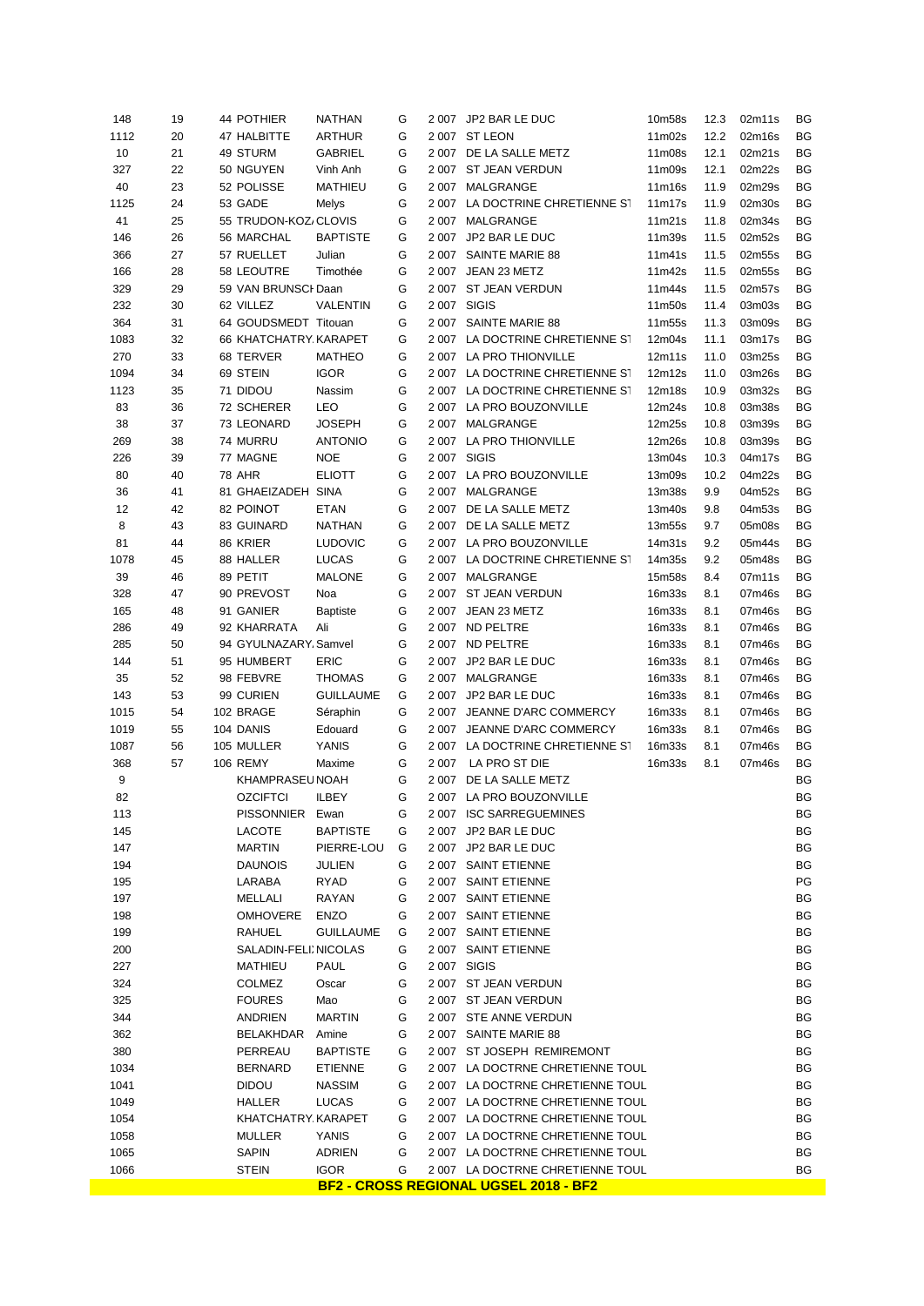| | | | | | | | | | | | |
|---|---|---|---|---|---|---|---|---|---|---|---|
| 148 | 19 | 44 | POTHIER | NATHAN | G | 2 007 | JP2 BAR LE DUC | 10m58s | 12.3 | 02m11s | BG |
| 1112 | 20 | 47 | HALBITTE | ARTHUR | G | 2 007 | ST LEON | 11m02s | 12.2 | 02m16s | BG |
| 10 | 21 | 49 | STURM | GABRIEL | G | 2 007 | DE LA SALLE METZ | 11m08s | 12.1 | 02m21s | BG |
| 327 | 22 | 50 | NGUYEN | Vinh Anh | G | 2 007 | ST JEAN VERDUN | 11m09s | 12.1 | 02m22s | BG |
| 40 | 23 | 52 | POLISSE | MATHIEU | G | 2 007 | MALGRANGE | 11m16s | 11.9 | 02m29s | BG |
| 1125 | 24 | 53 | GADE | Melys | G | 2 007 | LA DOCTRINE CHRETIENNE ST | 11m17s | 11.9 | 02m30s | BG |
| 41 | 25 | 55 | TRUDON-KOZ/ | CLOVIS | G | 2 007 | MALGRANGE | 11m21s | 11.8 | 02m34s | BG |
| 146 | 26 | 56 | MARCHAL | BAPTISTE | G | 2 007 | JP2 BAR LE DUC | 11m39s | 11.5 | 02m52s | BG |
| 366 | 27 | 57 | RUELLET | Julian | G | 2 007 | SAINTE MARIE 88 | 11m41s | 11.5 | 02m55s | BG |
| 166 | 28 | 58 | LEOUTRE | Timothée | G | 2 007 | JEAN 23 METZ | 11m42s | 11.5 | 02m55s | BG |
| 329 | 29 | 59 | VAN BRUNSCH | Daan | G | 2 007 | ST JEAN VERDUN | 11m44s | 11.5 | 02m57s | BG |
| 232 | 30 | 62 | VILLEZ | VALENTIN | G | 2 007 | SIGIS | 11m50s | 11.4 | 03m03s | BG |
| 364 | 31 | 64 | GOUDSMEDT | Titouan | G | 2 007 | SAINTE MARIE 88 | 11m55s | 11.3 | 03m09s | BG |
| 1083 | 32 | 66 | KHATCHATRY. | KARAPET | G | 2 007 | LA DOCTRINE CHRETIENNE ST | 12m04s | 11.1 | 03m17s | BG |
| 270 | 33 | 68 | TERVER | MATHEO | G | 2 007 | LA PRO THIONVILLE | 12m11s | 11.0 | 03m25s | BG |
| 1094 | 34 | 69 | STEIN | IGOR | G | 2 007 | LA DOCTRINE CHRETIENNE ST | 12m12s | 11.0 | 03m26s | BG |
| 1123 | 35 | 71 | DIDOU | Nassim | G | 2 007 | LA DOCTRINE CHRETIENNE ST | 12m18s | 10.9 | 03m32s | BG |
| 83 | 36 | 72 | SCHERER | LEO | G | 2 007 | LA PRO BOUZONVILLE | 12m24s | 10.8 | 03m38s | BG |
| 38 | 37 | 73 | LEONARD | JOSEPH | G | 2 007 | MALGRANGE | 12m25s | 10.8 | 03m39s | BG |
| 269 | 38 | 74 | MURRU | ANTONIO | G | 2 007 | LA PRO THIONVILLE | 12m26s | 10.8 | 03m39s | BG |
| 226 | 39 | 77 | MAGNE | NOE | G | 2 007 | SIGIS | 13m04s | 10.3 | 04m17s | BG |
| 80 | 40 | 78 | AHR | ELIOTT | G | 2 007 | LA PRO BOUZONVILLE | 13m09s | 10.2 | 04m22s | BG |
| 36 | 41 | 81 | GHAEIZADEH | SINA | G | 2 007 | MALGRANGE | 13m38s | 9.9 | 04m52s | BG |
| 12 | 42 | 82 | POINOT | ETAN | G | 2 007 | DE LA SALLE METZ | 13m40s | 9.8 | 04m53s | BG |
| 8 | 43 | 83 | GUINARD | NATHAN | G | 2 007 | DE LA SALLE METZ | 13m55s | 9.7 | 05m08s | BG |
| 81 | 44 | 86 | KRIER | LUDOVIC | G | 2 007 | LA PRO BOUZONVILLE | 14m31s | 9.2 | 05m44s | BG |
| 1078 | 45 | 88 | HALLER | LUCAS | G | 2 007 | LA DOCTRINE CHRETIENNE ST | 14m35s | 9.2 | 05m48s | BG |
| 39 | 46 | 89 | PETIT | MALONE | G | 2 007 | MALGRANGE | 15m58s | 8.4 | 07m11s | BG |
| 328 | 47 | 90 | PREVOST | Noa | G | 2 007 | ST JEAN VERDUN | 16m33s | 8.1 | 07m46s | BG |
| 165 | 48 | 91 | GANIER | Baptiste | G | 2 007 | JEAN 23 METZ | 16m33s | 8.1 | 07m46s | BG |
| 286 | 49 | 92 | KHARRATA | Ali | G | 2 007 | ND PELTRE | 16m33s | 8.1 | 07m46s | BG |
| 285 | 50 | 94 | GYULNAZARY. | Samvel | G | 2 007 | ND PELTRE | 16m33s | 8.1 | 07m46s | BG |
| 144 | 51 | 95 | HUMBERT | ERIC | G | 2 007 | JP2 BAR LE DUC | 16m33s | 8.1 | 07m46s | BG |
| 35 | 52 | 98 | FEBVRE | THOMAS | G | 2 007 | MALGRANGE | 16m33s | 8.1 | 07m46s | BG |
| 143 | 53 | 99 | CURIEN | GUILLAUME | G | 2 007 | JP2 BAR LE DUC | 16m33s | 8.1 | 07m46s | BG |
| 1015 | 54 | 102 | BRAGE | Séraphin | G | 2 007 | JEANNE D'ARC COMMERCY | 16m33s | 8.1 | 07m46s | BG |
| 1019 | 55 | 104 | DANIS | Edouard | G | 2 007 | JEANNE D'ARC COMMERCY | 16m33s | 8.1 | 07m46s | BG |
| 1087 | 56 | 105 | MULLER | YANIS | G | 2 007 | LA DOCTRINE CHRETIENNE ST | 16m33s | 8.1 | 07m46s | BG |
| 368 | 57 | 106 | REMY | Maxime | G | 2 007 | LA PRO ST DIE | 16m33s | 8.1 | 07m46s | BG |
| 9 | | | KHAMPRASEU | NOAH | G | 2 007 | DE LA SALLE METZ | | | | BG |
| 82 | | | OZCIFTCI | ILBEY | G | 2 007 | LA PRO BOUZONVILLE | | | | BG |
| 113 | | | PISSONNIER | Ewan | G | 2 007 | ISC SARREGUEMINES | | | | BG |
| 145 | | | LACOTE | BAPTISTE | G | 2 007 | JP2 BAR LE DUC | | | | BG |
| 147 | | | MARTIN | PIERRE-LOU | G | 2 007 | JP2 BAR LE DUC | | | | BG |
| 194 | | | DAUNOIS | JULIEN | G | 2 007 | SAINT ETIENNE | | | | BG |
| 195 | | | LARABA | RYAD | G | 2 007 | SAINT ETIENNE | | | | PG |
| 197 | | | MELLALI | RAYAN | G | 2 007 | SAINT ETIENNE | | | | BG |
| 198 | | | OMHOVERE | ENZO | G | 2 007 | SAINT ETIENNE | | | | BG |
| 199 | | | RAHUEL | GUILLAUME | G | 2 007 | SAINT ETIENNE | | | | BG |
| 200 | | | SALADIN-FELI: | NICOLAS | G | 2 007 | SAINT ETIENNE | | | | BG |
| 227 | | | MATHIEU | PAUL | G | 2 007 | SIGIS | | | | BG |
| 324 | | | COLMEZ | Oscar | G | 2 007 | ST JEAN VERDUN | | | | BG |
| 325 | | | FOURES | Mao | G | 2 007 | ST JEAN VERDUN | | | | BG |
| 344 | | | ANDRIEN | MARTIN | G | 2 007 | STE ANNE VERDUN | | | | BG |
| 362 | | | BELAKHDAR | Amine | G | 2 007 | SAINTE MARIE 88 | | | | BG |
| 380 | | | PERREAU | BAPTISTE | G | 2 007 | ST JOSEPH REMIREMONT | | | | BG |
| 1034 | | | BERNARD | ETIENNE | G | 2 007 | LA DOCTRNE CHRETIENNE TOUL | | | | BG |
| 1041 | | | DIDOU | NASSIM | G | 2 007 | LA DOCTRNE CHRETIENNE TOUL | | | | BG |
| 1049 | | | HALLER | LUCAS | G | 2 007 | LA DOCTRNE CHRETIENNE TOUL | | | | BG |
| 1054 | | | KHATCHATRY. | KARAPET | G | 2 007 | LA DOCTRNE CHRETIENNE TOUL | | | | BG |
| 1058 | | | MULLER | YANIS | G | 2 007 | LA DOCTRNE CHRETIENNE TOUL | | | | BG |
| 1065 | | | SAPIN | ADRIEN | G | 2 007 | LA DOCTRNE CHRETIENNE TOUL | | | | BG |
| 1066 | | | STEIN | IGOR | G | 2 007 | LA DOCTRNE CHRETIENNE TOUL | | | | BG |

**BF2 - CROSS REGIONAL UGSEL 2018 - BF2**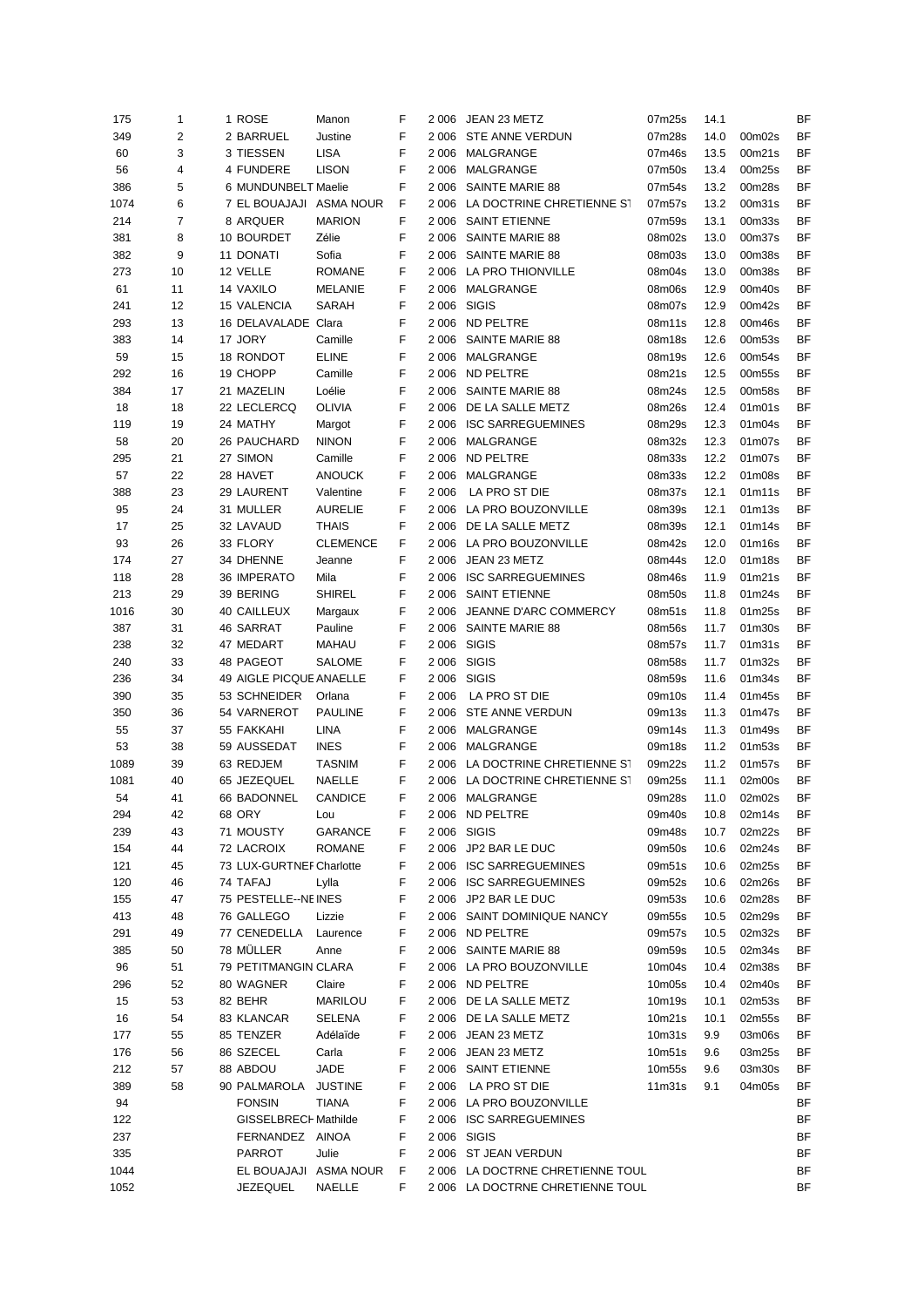| | | | | | | | | | | | |
|---|---|---|---|---|---|---|---|---|---|---|---|
| 175 | 1 | 1 | ROSE | Manon | F | 2 006 | JEAN 23 METZ | 07m25s | 14.1 | | BF |
| 349 | 2 | 2 | BARRUEL | Justine | F | 2 006 | STE ANNE VERDUN | 07m28s | 14.0 | 00m02s | BF |
| 60 | 3 | 3 | TIESSEN | LISA | F | 2 006 | MALGRANGE | 07m46s | 13.5 | 00m21s | BF |
| 56 | 4 | 4 | FUNDERE | LISON | F | 2 006 | MALGRANGE | 07m50s | 13.4 | 00m25s | BF |
| 386 | 5 | 6 | MUNDUNBELT | Maelie | F | 2 006 | SAINTE MARIE 88 | 07m54s | 13.2 | 00m28s | BF |
| 1074 | 6 | 7 | EL BOUAJAJI | ASMA NOUR | F | 2 006 | LA DOCTRINE CHRETIENNE ST | 07m57s | 13.2 | 00m31s | BF |
| 214 | 7 | 8 | ARQUER | MARION | F | 2 006 | SAINT ETIENNE | 07m59s | 13.1 | 00m33s | BF |
| 381 | 8 | 10 | BOURDET | Zélie | F | 2 006 | SAINTE MARIE 88 | 08m02s | 13.0 | 00m37s | BF |
| 382 | 9 | 11 | DONATI | Sofia | F | 2 006 | SAINTE MARIE 88 | 08m03s | 13.0 | 00m38s | BF |
| 273 | 10 | 12 | VELLE | ROMANE | F | 2 006 | LA PRO THIONVILLE | 08m04s | 13.0 | 00m38s | BF |
| 61 | 11 | 14 | VAXILO | MELANIE | F | 2 006 | MALGRANGE | 08m06s | 12.9 | 00m40s | BF |
| 241 | 12 | 15 | VALENCIA | SARAH | F | 2 006 | SIGIS | 08m07s | 12.9 | 00m42s | BF |
| 293 | 13 | 16 | DELAVALADE | Clara | F | 2 006 | ND PELTRE | 08m11s | 12.8 | 00m46s | BF |
| 383 | 14 | 17 | JORY | Camille | F | 2 006 | SAINTE MARIE 88 | 08m18s | 12.6 | 00m53s | BF |
| 59 | 15 | 18 | RONDOT | ELINE | F | 2 006 | MALGRANGE | 08m19s | 12.6 | 00m54s | BF |
| 292 | 16 | 19 | CHOPP | Camille | F | 2 006 | ND PELTRE | 08m21s | 12.5 | 00m55s | BF |
| 384 | 17 | 21 | MAZELIN | Loélie | F | 2 006 | SAINTE MARIE 88 | 08m24s | 12.5 | 00m58s | BF |
| 18 | 18 | 22 | LECLERCQ | OLIVIA | F | 2 006 | DE LA SALLE METZ | 08m26s | 12.4 | 01m01s | BF |
| 119 | 19 | 24 | MATHY | Margot | F | 2 006 | ISC SARREGUEMINES | 08m29s | 12.3 | 01m04s | BF |
| 58 | 20 | 26 | PAUCHARD | NINON | F | 2 006 | MALGRANGE | 08m32s | 12.3 | 01m07s | BF |
| 295 | 21 | 27 | SIMON | Camille | F | 2 006 | ND PELTRE | 08m33s | 12.2 | 01m07s | BF |
| 57 | 22 | 28 | HAVET | ANOUCK | F | 2 006 | MALGRANGE | 08m33s | 12.2 | 01m08s | BF |
| 388 | 23 | 29 | LAURENT | Valentine | F | 2 006 | LA PRO ST DIE | 08m37s | 12.1 | 01m11s | BF |
| 95 | 24 | 31 | MULLER | AURELIE | F | 2 006 | LA PRO BOUZONVILLE | 08m39s | 12.1 | 01m13s | BF |
| 17 | 25 | 32 | LAVAUD | THAIS | F | 2 006 | DE LA SALLE METZ | 08m39s | 12.1 | 01m14s | BF |
| 93 | 26 | 33 | FLORY | CLEMENCE | F | 2 006 | LA PRO BOUZONVILLE | 08m42s | 12.0 | 01m16s | BF |
| 174 | 27 | 34 | DHENNE | Jeanne | F | 2 006 | JEAN 23 METZ | 08m44s | 12.0 | 01m18s | BF |
| 118 | 28 | 36 | IMPERATO | Mila | F | 2 006 | ISC SARREGUEMINES | 08m46s | 11.9 | 01m21s | BF |
| 213 | 29 | 39 | BERING | SHIREL | F | 2 006 | SAINT ETIENNE | 08m50s | 11.8 | 01m24s | BF |
| 1016 | 30 | 40 | CAILLEUX | Margaux | F | 2 006 | JEANNE D'ARC COMMERCY | 08m51s | 11.8 | 01m25s | BF |
| 387 | 31 | 46 | SARRAT | Pauline | F | 2 006 | SAINTE MARIE 88 | 08m56s | 11.7 | 01m30s | BF |
| 238 | 32 | 47 | MEDART | MAHAU | F | 2 006 | SIGIS | 08m57s | 11.7 | 01m31s | BF |
| 240 | 33 | 48 | PAGEOT | SALOME | F | 2 006 | SIGIS | 08m58s | 11.7 | 01m32s | BF |
| 236 | 34 | 49 | AIGLE PICQUE | ANAELLE | F | 2 006 | SIGIS | 08m59s | 11.6 | 01m34s | BF |
| 390 | 35 | 53 | SCHNEIDER | Orlana | F | 2 006 | LA PRO ST DIE | 09m10s | 11.4 | 01m45s | BF |
| 350 | 36 | 54 | VARNEROT | PAULINE | F | 2 006 | STE ANNE VERDUN | 09m13s | 11.3 | 01m47s | BF |
| 55 | 37 | 55 | FAKKAHI | LINA | F | 2 006 | MALGRANGE | 09m14s | 11.3 | 01m49s | BF |
| 53 | 38 | 59 | AUSSEDAT | INES | F | 2 006 | MALGRANGE | 09m18s | 11.2 | 01m53s | BF |
| 1089 | 39 | 63 | REDJEM | TASNIM | F | 2 006 | LA DOCTRINE CHRETIENNE ST | 09m22s | 11.2 | 01m57s | BF |
| 1081 | 40 | 65 | JEZEQUEL | NAELLE | F | 2 006 | LA DOCTRINE CHRETIENNE ST | 09m25s | 11.1 | 02m00s | BF |
| 54 | 41 | 66 | BADONNEL | CANDICE | F | 2 006 | MALGRANGE | 09m28s | 11.0 | 02m02s | BF |
| 294 | 42 | 68 | ORY | Lou | F | 2 006 | ND PELTRE | 09m40s | 10.8 | 02m14s | BF |
| 239 | 43 | 71 | MOUSTY | GARANCE | F | 2 006 | SIGIS | 09m48s | 10.7 | 02m22s | BF |
| 154 | 44 | 72 | LACROIX | ROMANE | F | 2 006 | JP2 BAR LE DUC | 09m50s | 10.6 | 02m24s | BF |
| 121 | 45 | 73 | LUX-GURTNER | Charlotte | F | 2 006 | ISC SARREGUEMINES | 09m51s | 10.6 | 02m25s | BF |
| 120 | 46 | 74 | TAFAJ | Lylla | F | 2 006 | ISC SARREGUEMINES | 09m52s | 10.6 | 02m26s | BF |
| 155 | 47 | 75 | PESTELLE--NE | INES | F | 2 006 | JP2 BAR LE DUC | 09m53s | 10.6 | 02m28s | BF |
| 413 | 48 | 76 | GALLEGO | Lizzie | F | 2 006 | SAINT DOMINIQUE NANCY | 09m55s | 10.5 | 02m29s | BF |
| 291 | 49 | 77 | CENEDELLA | Laurence | F | 2 006 | ND PELTRE | 09m57s | 10.5 | 02m32s | BF |
| 385 | 50 | 78 | MÜLLER | Anne | F | 2 006 | SAINTE MARIE 88 | 09m59s | 10.5 | 02m34s | BF |
| 96 | 51 | 79 | PETITMANGIN | CLARA | F | 2 006 | LA PRO BOUZONVILLE | 10m04s | 10.4 | 02m38s | BF |
| 296 | 52 | 80 | WAGNER | Claire | F | 2 006 | ND PELTRE | 10m05s | 10.4 | 02m40s | BF |
| 15 | 53 | 82 | BEHR | MARILOU | F | 2 006 | DE LA SALLE METZ | 10m19s | 10.1 | 02m53s | BF |
| 16 | 54 | 83 | KLANCAR | SELENA | F | 2 006 | DE LA SALLE METZ | 10m21s | 10.1 | 02m55s | BF |
| 177 | 55 | 85 | TENZER | Adélaïde | F | 2 006 | JEAN 23 METZ | 10m31s | 9.9 | 03m06s | BF |
| 176 | 56 | 86 | SZECEL | Carla | F | 2 006 | JEAN 23 METZ | 10m51s | 9.6 | 03m25s | BF |
| 212 | 57 | 88 | ABDOU | JADE | F | 2 006 | SAINT ETIENNE | 10m55s | 9.6 | 03m30s | BF |
| 389 | 58 | 90 | PALMAROLA | JUSTINE | F | 2 006 | LA PRO ST DIE | 11m31s | 9.1 | 04m05s | BF |
| 94 | | | FONSIN | TIANA | F | 2 006 | LA PRO BOUZONVILLE | | | | BF |
| 122 | | | GISSELBRECH | Mathilde | F | 2 006 | ISC SARREGUEMINES | | | | BF |
| 237 | | | FERNANDEZ | AINOA | F | 2 006 | SIGIS | | | | BF |
| 335 | | | PARROT | Julie | F | 2 006 | ST JEAN VERDUN | | | | BF |
| 1044 | | | EL BOUAJAJI | ASMA NOUR | F | 2 006 | LA DOCTRNE CHRETIENNE TOUL | | | | BF |
| 1052 | | | JEZEQUEL | NAELLE | F | 2 006 | LA DOCTRNE CHRETIENNE TOUL | | | | BF |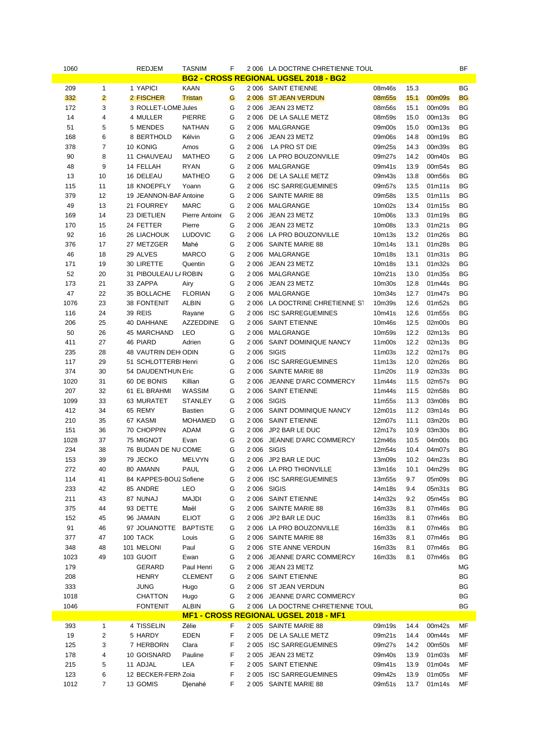| | | | | | | | | | | | |
|---|---|---|---|---|---|---|---|---|---|---|---|
| 1060 | | | REDJEM | TASNIM | F | 2 006 | LA DOCTRNE CHRETIENNE TOUL | | | | BF |

**BG2 - CROSS REGIONAL UGSEL 2018 - BG2**

| | | | | | | | | | | | |
|---|---|---|---|---|---|---|---|---|---|---|---|
| 209 | 1 | 1 | YAPICI | KAAN | G | 2 006 | SAINT ETIENNE | 08m46s | 15.3 | | BG |
| 332 | 2 | 2 | FISCHER | Tristan | G | 2 006 | ST JEAN VERDUN | 08m55s | 15.1 | 00m09s | BG |
| 172 | 3 | 3 | ROLLET-LOME | Jules | G | 2 006 | JEAN 23 METZ | 08m56s | 15.1 | 00m09s | BG |
| 14 | 4 | 4 | MULLER | PIERRE | G | 2 006 | DE LA SALLE METZ | 08m59s | 15.0 | 00m13s | BG |
| 51 | 5 | 5 | MENDES | NATHAN | G | 2 006 | MALGRANGE | 09m00s | 15.0 | 00m13s | BG |
| 168 | 6 | 8 | BERTHOLD | Kélvin | G | 2 006 | JEAN 23 METZ | 09m06s | 14.8 | 00m19s | BG |
| 378 | 7 | 10 | KONIG | Amos | G | 2 006 | LA PRO ST DIE | 09m25s | 14.3 | 00m39s | BG |
| 90 | 8 | 11 | CHAUVEAU | MATHEO | G | 2 006 | LA PRO BOUZONVILLE | 09m27s | 14.2 | 00m40s | BG |
| 48 | 9 | 14 | FELLAH | RYAN | G | 2 006 | MALGRANGE | 09m41s | 13.9 | 00m54s | BG |
| 13 | 10 | 16 | DELEAU | MATHEO | G | 2 006 | DE LA SALLE METZ | 09m43s | 13.8 | 00m56s | BG |
| 115 | 11 | 18 | KNOEPFLY | Yoann | G | 2 006 | ISC SARREGUEMINES | 09m57s | 13.5 | 01m11s | BG |
| 379 | 12 | 19 | JEANNON-BAR | Antoine | G | 2 006 | SAINTE MARIE 88 | 09m58s | 13.5 | 01m11s | BG |
| 49 | 13 | 21 | FOURREY | MARC | G | 2 006 | MALGRANGE | 10m02s | 13.4 | 01m15s | BG |
| 169 | 14 | 23 | DIETLIEN | Pierre Antoine | G | 2 006 | JEAN 23 METZ | 10m06s | 13.3 | 01m19s | BG |
| 170 | 15 | 24 | FETTER | Pierre | G | 2 006 | JEAN 23 METZ | 10m08s | 13.3 | 01m21s | BG |
| 92 | 16 | 26 | LIACHOUK | LUDOVIC | G | 2 006 | LA PRO BOUZONVILLE | 10m13s | 13.2 | 01m26s | BG |
| 376 | 17 | 27 | METZGER | Mahé | G | 2 006 | SAINTE MARIE 88 | 10m14s | 13.1 | 01m28s | BG |
| 46 | 18 | 29 | ALVES | MARCO | G | 2 006 | MALGRANGE | 10m18s | 13.1 | 01m31s | BG |
| 171 | 19 | 30 | LIRETTE | Quentin | G | 2 006 | JEAN 23 METZ | 10m18s | 13.1 | 01m32s | BG |
| 52 | 20 | 31 | PIBOULEAU LA | ROBIN | G | 2 006 | MALGRANGE | 10m21s | 13.0 | 01m35s | BG |
| 173 | 21 | 33 | ZAPPA | Airy | G | 2 006 | JEAN 23 METZ | 10m30s | 12.8 | 01m44s | BG |
| 47 | 22 | 35 | BOLLACHE | FLORIAN | G | 2 006 | MALGRANGE | 10m34s | 12.7 | 01m47s | BG |
| 1076 | 23 | 38 | FONTENIT | ALBIN | G | 2 006 | LA DOCTRINE CHRETIENNE ST | 10m39s | 12.6 | 01m52s | BG |
| 116 | 24 | 39 | REIS | Rayane | G | 2 006 | ISC SARREGUEMINES | 10m41s | 12.6 | 01m55s | BG |
| 206 | 25 | 40 | DAHHANE | AZZEDDINE | G | 2 006 | SAINT ETIENNE | 10m46s | 12.5 | 02m00s | BG |
| 50 | 26 | 45 | MARCHAND | LEO | G | 2 006 | MALGRANGE | 10m59s | 12.2 | 02m13s | BG |
| 411 | 27 | 46 | PIARD | Adrien | G | 2 006 | SAINT DOMINIQUE NANCY | 11m00s | 12.2 | 02m13s | BG |
| 235 | 28 | 48 | VAUTRIN DEH | ODIN | G | 2 006 | SIGIS | 11m03s | 12.2 | 02m17s | BG |
| 117 | 29 | 51 | SCHLOTTERB | Henri | G | 2 006 | ISC SARREGUEMINES | 11m13s | 12.0 | 02m26s | BG |
| 374 | 30 | 54 | DAUDENTHUN | Eric | G | 2 006 | SAINTE MARIE 88 | 11m20s | 11.9 | 02m33s | BG |
| 1020 | 31 | 60 | DE BONIS | Killian | G | 2 006 | JEANNE D'ARC COMMERCY | 11m44s | 11.5 | 02m57s | BG |
| 207 | 32 | 61 | EL BRAHMI | WASSIM | G | 2 006 | SAINT ETIENNE | 11m44s | 11.5 | 02m58s | BG |
| 1099 | 33 | 63 | MURATET | STANLEY | G | 2 006 | SIGIS | 11m55s | 11.3 | 03m08s | BG |
| 412 | 34 | 65 | REMY | Bastien | G | 2 006 | SAINT DOMINIQUE NANCY | 12m01s | 11.2 | 03m14s | BG |
| 210 | 35 | 67 | KASMI | MOHAMED | G | 2 006 | SAINT ETIENNE | 12m07s | 11.1 | 03m20s | BG |
| 151 | 36 | 70 | CHOPPIN | ADAM | G | 2 006 | JP2 BAR LE DUC | 12m17s | 10.9 | 03m30s | BG |
| 1028 | 37 | 75 | MIGNOT | Evan | G | 2 006 | JEANNE D'ARC COMMERCY | 12m46s | 10.5 | 04m00s | BG |
| 234 | 38 | 76 | BUDAN DE NU | COME | G | 2 006 | SIGIS | 12m54s | 10.4 | 04m07s | BG |
| 153 | 39 | 79 | JECKO | MELVYN | G | 2 006 | JP2 BAR LE DUC | 13m09s | 10.2 | 04m23s | BG |
| 272 | 40 | 80 | AMANN | PAUL | G | 2 006 | LA PRO THIONVILLE | 13m16s | 10.1 | 04m29s | BG |
| 114 | 41 | 84 | KAPPES-BOUZ | Sofiene | G | 2 006 | ISC SARREGUEMINES | 13m55s | 9.7 | 05m09s | BG |
| 233 | 42 | 85 | ANDRE | LEO | G | 2 006 | SIGIS | 14m18s | 9.4 | 05m31s | BG |
| 211 | 43 | 87 | NUNAJ | MAJDI | G | 2 006 | SAINT ETIENNE | 14m32s | 9.2 | 05m45s | BG |
| 375 | 44 | 93 | DETTE | Maël | G | 2 006 | SAINTE MARIE 88 | 16m33s | 8.1 | 07m46s | BG |
| 152 | 45 | 96 | JAMAIN | ELIOT | G | 2 006 | JP2 BAR LE DUC | 16m33s | 8.1 | 07m46s | BG |
| 91 | 46 | 97 | JOUANOTTE | BAPTISTE | G | 2 006 | LA PRO BOUZONVILLE | 16m33s | 8.1 | 07m46s | BG |
| 377 | 47 | 100 | TACK | Louis | G | 2 006 | SAINTE MARIE 88 | 16m33s | 8.1 | 07m46s | BG |
| 348 | 48 | 101 | MELONI | Paul | G | 2 006 | STE ANNE VERDUN | 16m33s | 8.1 | 07m46s | BG |
| 1023 | 49 | 103 | GUOIT | Ewan | G | 2 006 | JEANNE D'ARC COMMERCY | 16m33s | 8.1 | 07m46s | BG |
| 179 | | | GERARD | Paul Henri | G | 2 006 | JEAN 23 METZ | | | | MG |
| 208 | | | HENRY | CLEMENT | G | 2 006 | SAINT ETIENNE | | | | BG |
| 333 | | | JUNG | Hugo | G | 2 006 | ST JEAN VERDUN | | | | BG |
| 1018 | | | CHATTON | Hugo | G | 2 006 | JEANNE D'ARC COMMERCY | | | | BG |
| 1046 | | | FONTENIT | ALBIN | G | 2 006 | LA DOCTRINE CHRETIENNE TOUL | | | | BG |

**MF1 - CROSS REGIONAL UGSEL 2018 - MF1**

| | | | | | | | | | | | |
|---|---|---|---|---|---|---|---|---|---|---|---|
| 393 | 1 | 4 | TISSELIN | Zélie | F | 2 005 | SAINTE MARIE 88 | 09m19s | 14.4 | 00m42s | MF |
| 19 | 2 | 5 | HARDY | EDEN | F | 2 005 | DE LA SALLE METZ | 09m21s | 14.4 | 00m44s | MF |
| 125 | 3 | 7 | HERBORN | Clara | F | 2 005 | ISC SARREGUEMINES | 09m27s | 14.2 | 00m50s | MF |
| 178 | 4 | 10 | GOISNARD | Pauline | F | 2 005 | JEAN 23 METZ | 09m40s | 13.9 | 01m03s | MF |
| 215 | 5 | 11 | ADJAL | LEA | F | 2 005 | SAINT ETIENNE | 09m41s | 13.9 | 01m04s | MF |
| 123 | 6 | 12 | BECKER-FERN | Zoia | F | 2 005 | ISC SARREGUEMINES | 09m42s | 13.9 | 01m05s | MF |
| 1012 | 7 | 13 | GOMIS | Djenahé | F | 2 005 | SAINTE MARIE 88 | 09m51s | 13.7 | 01m14s | MF |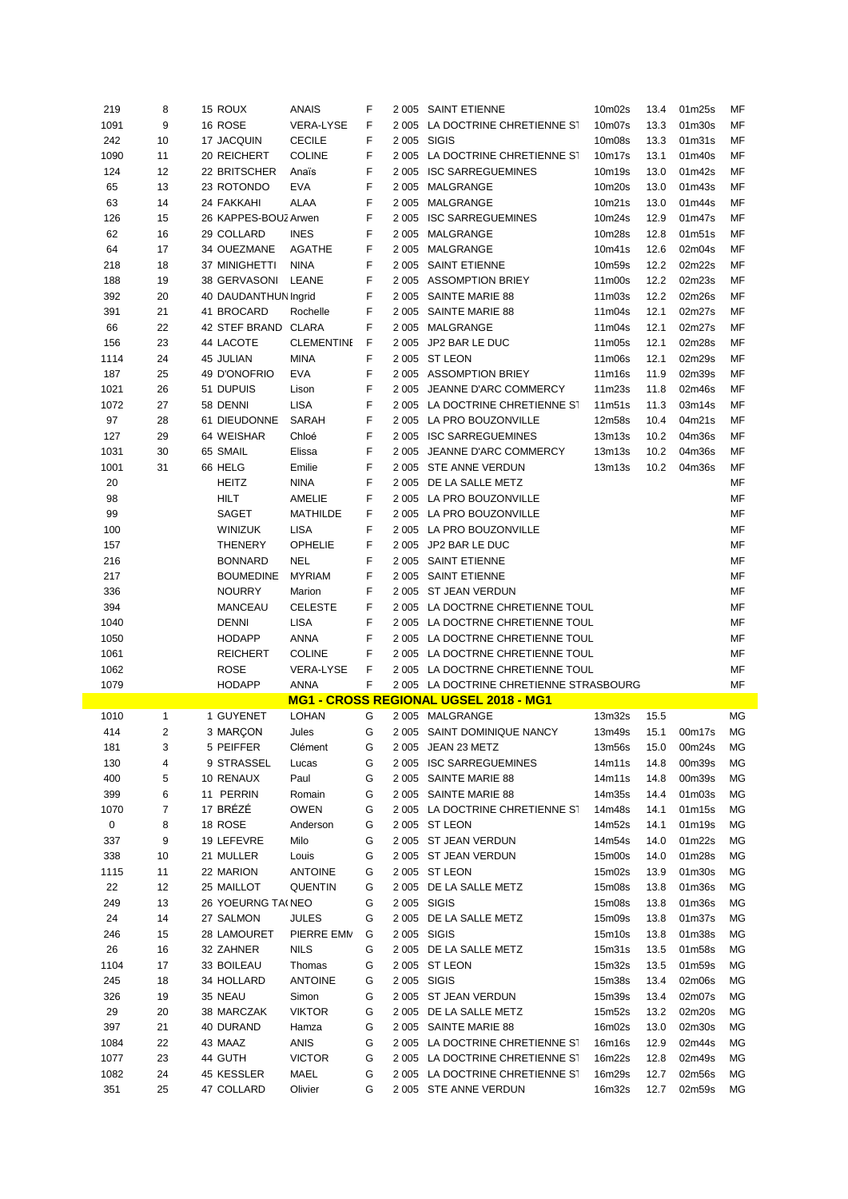| | | | | | | | | | | | | |
|---|---|---|---|---|---|---|---|---|---|---|---|---|
| 219 | 8 | 15 | ROUX | ANAIS | F | 2 005 | SAINT ETIENNE | 10m02s | 13.4 | 01m25s | MF |
| 1091 | 9 | 16 | ROSE | VERA-LYSE | F | 2 005 | LA DOCTRINE CHRETIENNE ST | 10m07s | 13.3 | 01m30s | MF |
| 242 | 10 | 17 | JACQUIN | CECILE | F | 2 005 | SIGIS | 10m08s | 13.3 | 01m31s | MF |
| 1090 | 11 | 20 | REICHERT | COLINE | F | 2 005 | LA DOCTRINE CHRETIENNE ST | 10m17s | 13.1 | 01m40s | MF |
| 124 | 12 | 22 | BRITSCHER | Anaïs | F | 2 005 | ISC SARREGUEMINES | 10m19s | 13.0 | 01m42s | MF |
| 65 | 13 | 23 | ROTONDO | EVA | F | 2 005 | MALGRANGE | 10m20s | 13.0 | 01m43s | MF |
| 63 | 14 | 24 | FAKKAHI | ALAA | F | 2 005 | MALGRANGE | 10m21s | 13.0 | 01m44s | MF |
| 126 | 15 | 26 | KAPPES-BOUZ | Arwen | F | 2 005 | ISC SARREGUEMINES | 10m24s | 12.9 | 01m47s | MF |
| 62 | 16 | 29 | COLLARD | INES | F | 2 005 | MALGRANGE | 10m28s | 12.8 | 01m51s | MF |
| 64 | 17 | 34 | OUEZMANE | AGATHE | F | 2 005 | MALGRANGE | 10m41s | 12.6 | 02m04s | MF |
| 218 | 18 | 37 | MINIGHETTI | NINA | F | 2 005 | SAINT ETIENNE | 10m59s | 12.2 | 02m22s | MF |
| 188 | 19 | 38 | GERVASONI | LEANE | F | 2 005 | ASSOMPTION BRIEY | 11m00s | 12.2 | 02m23s | MF |
| 392 | 20 | 40 | DAUDANTHUN | Ingrid | F | 2 005 | SAINTE MARIE 88 | 11m03s | 12.2 | 02m26s | MF |
| 391 | 21 | 41 | BROCARD | Rochelle | F | 2 005 | SAINTE MARIE 88 | 11m04s | 12.1 | 02m27s | MF |
| 66 | 22 | 42 | STEF BRAND | CLARA | F | 2 005 | MALGRANGE | 11m04s | 12.1 | 02m27s | MF |
| 156 | 23 | 44 | LACOTE | CLEMENTINE | F | 2 005 | JP2 BAR LE DUC | 11m05s | 12.1 | 02m28s | MF |
| 1114 | 24 | 45 | JULIAN | MINA | F | 2 005 | ST LEON | 11m06s | 12.1 | 02m29s | MF |
| 187 | 25 | 49 | D'ONOFRIO | EVA | F | 2 005 | ASSOMPTION BRIEY | 11m16s | 11.9 | 02m39s | MF |
| 1021 | 26 | 51 | DUPUIS | Lison | F | 2 005 | JEANNE D'ARC COMMERCY | 11m23s | 11.8 | 02m46s | MF |
| 1072 | 27 | 58 | DENNI | LISA | F | 2 005 | LA DOCTRINE CHRETIENNE ST | 11m51s | 11.3 | 03m14s | MF |
| 97 | 28 | 61 | DIEUDONNE | SARAH | F | 2 005 | LA PRO BOUZONVILLE | 12m58s | 10.4 | 04m21s | MF |
| 127 | 29 | 64 | WEISHAR | Chloé | F | 2 005 | ISC SARREGUEMINES | 13m13s | 10.2 | 04m36s | MF |
| 1031 | 30 | 65 | SMAIL | Elissa | F | 2 005 | JEANNE D'ARC COMMERCY | 13m13s | 10.2 | 04m36s | MF |
| 1001 | 31 | 66 | HELG | Emilie | F | 2 005 | STE ANNE VERDUN | 13m13s | 10.2 | 04m36s | MF |
| 20 | | | HEITZ | NINA | F | 2 005 | DE LA SALLE METZ | | | | MF |
| 98 | | | HILT | AMELIE | F | 2 005 | LA PRO BOUZONVILLE | | | | MF |
| 99 | | | SAGET | MATHILDE | F | 2 005 | LA PRO BOUZONVILLE | | | | MF |
| 100 | | | WINIZUK | LISA | F | 2 005 | LA PRO BOUZONVILLE | | | | MF |
| 157 | | | THENERY | OPHELIE | F | 2 005 | JP2 BAR LE DUC | | | | MF |
| 216 | | | BONNARD | NEL | F | 2 005 | SAINT ETIENNE | | | | MF |
| 217 | | | BOUMEDINE | MYRIAM | F | 2 005 | SAINT ETIENNE | | | | MF |
| 336 | | | NOURRY | Marion | F | 2 005 | ST JEAN VERDUN | | | | MF |
| 394 | | | MANCEAU | CELESTE | F | 2 005 | LA DOCTRNE CHRETIENNE TOUL | | | | MF |
| 1040 | | | DENNI | LISA | F | 2 005 | LA DOCTRNE CHRETIENNE TOUL | | | | MF |
| 1050 | | | HODAPP | ANNA | F | 2 005 | LA DOCTRNE CHRETIENNE TOUL | | | | MF |
| 1061 | | | REICHERT | COLINE | F | 2 005 | LA DOCTRNE CHRETIENNE TOUL | | | | MF |
| 1062 | | | ROSE | VERA-LYSE | F | 2 005 | LA DOCTRNE CHRETIENNE TOUL | | | | MF |
| 1079 | | | HODAPP | ANNA | F | 2 005 | LA DOCTRINE CHRETIENNE STRASBOURG | | | | MF |

**MG1 - CROSS REGIONAL UGSEL 2018 - MG1**

| | | | | | | | | | | | |
|---|---|---|---|---|---|---|---|---|---|---|---|
| 1010 | 1 | 1 | GUYENET | LOHAN | G | 2 005 | MALGRANGE | 13m32s | 15.5 | | MG |
| 414 | 2 | 3 | MARÇON | Jules | G | 2 005 | SAINT DOMINIQUE NANCY | 13m49s | 15.1 | 00m17s | MG |
| 181 | 3 | 5 | PEIFFER | Clément | G | 2 005 | JEAN 23 METZ | 13m56s | 15.0 | 00m24s | MG |
| 130 | 4 | 9 | STRASSEL | Lucas | G | 2 005 | ISC SARREGUEMINES | 14m11s | 14.8 | 00m39s | MG |
| 400 | 5 | 10 | RENAUX | Paul | G | 2 005 | SAINTE MARIE 88 | 14m11s | 14.8 | 00m39s | MG |
| 399 | 6 | 11 | PERRIN | Romain | G | 2 005 | SAINTE MARIE 88 | 14m35s | 14.4 | 01m03s | MG |
| 1070 | 7 | 17 | BRÉZÉ | OWEN | G | 2 005 | LA DOCTRINE CHRETIENNE ST | 14m48s | 14.1 | 01m15s | MG |
| 0 | 8 | 18 | ROSE | Anderson | G | 2 005 | ST LEON | 14m52s | 14.1 | 01m19s | MG |
| 337 | 9 | 19 | LEFEVRE | Milo | G | 2 005 | ST JEAN VERDUN | 14m54s | 14.0 | 01m22s | MG |
| 338 | 10 | 21 | MULLER | Louis | G | 2 005 | ST JEAN VERDUN | 15m00s | 14.0 | 01m28s | MG |
| 1115 | 11 | 22 | MARION | ANTOINE | G | 2 005 | ST LEON | 15m02s | 13.9 | 01m30s | MG |
| 22 | 12 | 25 | MAILLOT | QUENTIN | G | 2 005 | DE LA SALLE METZ | 15m08s | 13.8 | 01m36s | MG |
| 249 | 13 | 26 | YOEURNG TA( | NEO | G | 2 005 | SIGIS | 15m08s | 13.8 | 01m36s | MG |
| 24 | 14 | 27 | SALMON | JULES | G | 2 005 | DE LA SALLE METZ | 15m09s | 13.8 | 01m37s | MG |
| 246 | 15 | 28 | LAMOURET | PIERRE EMM | G | 2 005 | SIGIS | 15m10s | 13.8 | 01m38s | MG |
| 26 | 16 | 32 | ZAHNER | NILS | G | 2 005 | DE LA SALLE METZ | 15m31s | 13.5 | 01m58s | MG |
| 1104 | 17 | 33 | BOILEAU | Thomas | G | 2 005 | ST LEON | 15m32s | 13.5 | 01m59s | MG |
| 245 | 18 | 34 | HOLLARD | ANTOINE | G | 2 005 | SIGIS | 15m38s | 13.4 | 02m06s | MG |
| 326 | 19 | 35 | NEAU | Simon | G | 2 005 | ST JEAN VERDUN | 15m39s | 13.4 | 02m07s | MG |
| 29 | 20 | 38 | MARCZAK | VIKTOR | G | 2 005 | DE LA SALLE METZ | 15m52s | 13.2 | 02m20s | MG |
| 397 | 21 | 40 | DURAND | Hamza | G | 2 005 | SAINTE MARIE 88 | 16m02s | 13.0 | 02m30s | MG |
| 1084 | 22 | 43 | MAAZ | ANIS | G | 2 005 | LA DOCTRINE CHRETIENNE ST | 16m16s | 12.9 | 02m44s | MG |
| 1077 | 23 | 44 | GUTH | VICTOR | G | 2 005 | LA DOCTRINE CHRETIENNE ST | 16m22s | 12.8 | 02m49s | MG |
| 1082 | 24 | 45 | KESSLER | MAEL | G | 2 005 | LA DOCTRINE CHRETIENNE ST | 16m29s | 12.7 | 02m56s | MG |
| 351 | 25 | 47 | COLLARD | Olivier | G | 2 005 | STE ANNE VERDUN | 16m32s | 12.7 | 02m59s | MG |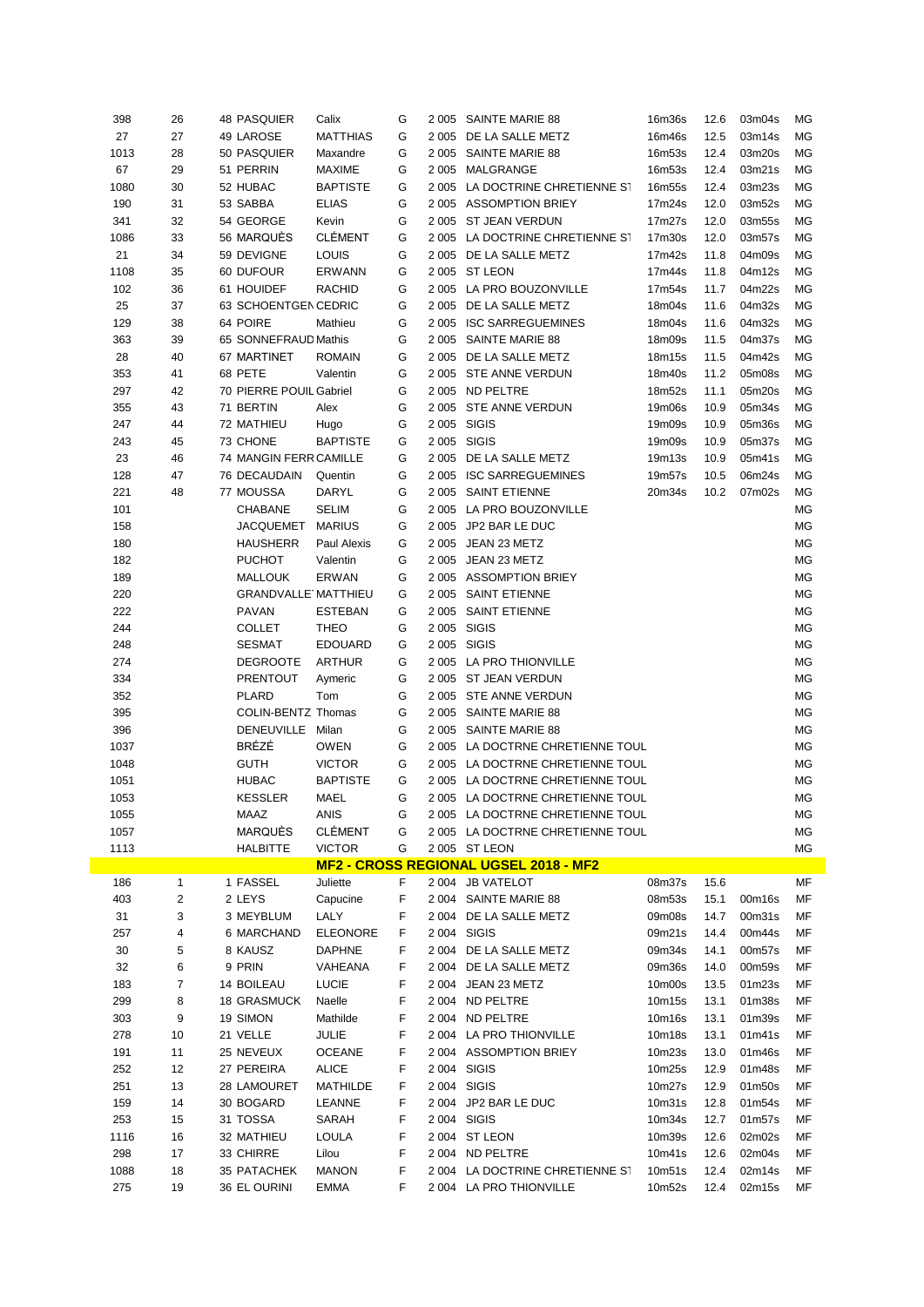| | | | | | | | | | | | |
|---|---|---|---|---|---|---|---|---|---|---|---|
| 398 | 26 | 48 | PASQUIER | Calix | G | 2 005 | SAINTE MARIE 88 | 16m36s | 12.6 | 03m04s | MG |
| 27 | 27 | 49 | LAROSE | MATTHIAS | G | 2 005 | DE LA SALLE METZ | 16m46s | 12.5 | 03m14s | MG |
| 1013 | 28 | 50 | PASQUIER | Maxandre | G | 2 005 | SAINTE MARIE 88 | 16m53s | 12.4 | 03m20s | MG |
| 67 | 29 | 51 | PERRIN | MAXIME | G | 2 005 | MALGRANGE | 16m53s | 12.4 | 03m21s | MG |
| 1080 | 30 | 52 | HUBAC | BAPTISTE | G | 2 005 | LA DOCTRINE CHRETIENNE ST | 16m55s | 12.4 | 03m23s | MG |
| 190 | 31 | 53 | SABBA | ELIAS | G | 2 005 | ASSOMPTION BRIEY | 17m24s | 12.0 | 03m52s | MG |
| 341 | 32 | 54 | GEORGE | Kevin | G | 2 005 | ST JEAN VERDUN | 17m27s | 12.0 | 03m55s | MG |
| 1086 | 33 | 56 | MARQUÈS | CLÉMENT | G | 2 005 | LA DOCTRINE CHRETIENNE ST | 17m30s | 12.0 | 03m57s | MG |
| 21 | 34 | 59 | DEVIGNE | LOUIS | G | 2 005 | DE LA SALLE METZ | 17m42s | 11.8 | 04m09s | MG |
| 1108 | 35 | 60 | DUFOUR | ERWANN | G | 2 005 | ST LEON | 17m44s | 11.8 | 04m12s | MG |
| 102 | 36 | 61 | HOUIDEF | RACHID | G | 2 005 | LA PRO BOUZONVILLE | 17m54s | 11.7 | 04m22s | MG |
| 25 | 37 | 63 | SCHOENTGEN | CEDRIC | G | 2 005 | DE LA SALLE METZ | 18m04s | 11.6 | 04m32s | MG |
| 129 | 38 | 64 | POIRE | Mathieu | G | 2 005 | ISC SARREGUEMINES | 18m04s | 11.6 | 04m32s | MG |
| 363 | 39 | 65 | SONNEFRAUD | Mathis | G | 2 005 | SAINTE MARIE 88 | 18m09s | 11.5 | 04m37s | MG |
| 28 | 40 | 67 | MARTINET | ROMAIN | G | 2 005 | DE LA SALLE METZ | 18m15s | 11.5 | 04m42s | MG |
| 353 | 41 | 68 | PETE | Valentin | G | 2 005 | STE ANNE VERDUN | 18m40s | 11.2 | 05m08s | MG |
| 297 | 42 | 70 | PIERRE POUIL | Gabriel | G | 2 005 | ND PELTRE | 18m52s | 11.1 | 05m20s | MG |
| 355 | 43 | 71 | BERTIN | Alex | G | 2 005 | STE ANNE VERDUN | 19m06s | 10.9 | 05m34s | MG |
| 247 | 44 | 72 | MATHIEU | Hugo | G | 2 005 | SIGIS | 19m09s | 10.9 | 05m36s | MG |
| 243 | 45 | 73 | CHONE | BAPTISTE | G | 2 005 | SIGIS | 19m09s | 10.9 | 05m37s | MG |
| 23 | 46 | 74 | MANGIN FERR | CAMILLE | G | 2 005 | DE LA SALLE METZ | 19m13s | 10.9 | 05m41s | MG |
| 128 | 47 | 76 | DECAUDAIN | Quentin | G | 2 005 | ISC SARREGUEMINES | 19m57s | 10.5 | 06m24s | MG |
| 221 | 48 | 77 | MOUSSA | DARYL | G | 2 005 | SAINT ETIENNE | 20m34s | 10.2 | 07m02s | MG |
| 101 | | | CHABANE | SELIM | G | 2 005 | LA PRO BOUZONVILLE | | | | MG |
| 158 | | | JACQUEMET | MARIUS | G | 2 005 | JP2 BAR LE DUC | | | | MG |
| 180 | | | HAUSHERR | Paul Alexis | G | 2 005 | JEAN 23 METZ | | | | MG |
| 182 | | | PUCHOT | Valentin | G | 2 005 | JEAN 23 METZ | | | | MG |
| 189 | | | MALLOUK | ERWAN | G | 2 005 | ASSOMPTION BRIEY | | | | MG |
| 220 | | | GRANDVALLE | MATTHIEU | G | 2 005 | SAINT ETIENNE | | | | MG |
| 222 | | | PAVAN | ESTEBAN | G | 2 005 | SAINT ETIENNE | | | | MG |
| 244 | | | COLLET | THEO | G | 2 005 | SIGIS | | | | MG |
| 248 | | | SESMAT | EDOUARD | G | 2 005 | SIGIS | | | | MG |
| 274 | | | DEGROOTE | ARTHUR | G | 2 005 | LA PRO THIONVILLE | | | | MG |
| 334 | | | PRENTOUT | Aymeric | G | 2 005 | ST JEAN VERDUN | | | | MG |
| 352 | | | PLARD | Tom | G | 2 005 | STE ANNE VERDUN | | | | MG |
| 395 | | | COLIN-BENTZ | Thomas | G | 2 005 | SAINTE MARIE 88 | | | | MG |
| 396 | | | DENEUVILLE | Milan | G | 2 005 | SAINTE MARIE 88 | | | | MG |
| 1037 | | | BRÉZÉ | OWEN | G | 2 005 | LA DOCTRNE CHRETIENNE TOUL | | | | MG |
| 1048 | | | GUTH | VICTOR | G | 2 005 | LA DOCTRNE CHRETIENNE TOUL | | | | MG |
| 1051 | | | HUBAC | BAPTISTE | G | 2 005 | LA DOCTRNE CHRETIENNE TOUL | | | | MG |
| 1053 | | | KESSLER | MAEL | G | 2 005 | LA DOCTRNE CHRETIENNE TOUL | | | | MG |
| 1055 | | | MAAZ | ANIS | G | 2 005 | LA DOCTRNE CHRETIENNE TOUL | | | | MG |
| 1057 | | | MARQUÈS | CLÉMENT | G | 2 005 | LA DOCTRNE CHRETIENNE TOUL | | | | MG |
| 1113 | | | HALBITTE | VICTOR | G | 2 005 | ST LEON | | | | MG |

## MF2 - CROSS REGIONAL UGSEL 2018 - MF2

| | | | | | | | | | | | |
|---|---|---|---|---|---|---|---|---|---|---|---|
| 186 | 1 | 1 | FASSEL | Juliette | F | 2 004 | JB VATELOT | 08m37s | 15.6 | | MF |
| 403 | 2 | 2 | LEYS | Capucine | F | 2 004 | SAINTE MARIE 88 | 08m53s | 15.1 | 00m16s | MF |
| 31 | 3 | 3 | MEYBLUM | LALY | F | 2 004 | DE LA SALLE METZ | 09m08s | 14.7 | 00m31s | MF |
| 257 | 4 | 6 | MARCHAND | ELEONORE | F | 2 004 | SIGIS | 09m21s | 14.4 | 00m44s | MF |
| 30 | 5 | 8 | KAUSZ | DAPHNE | F | 2 004 | DE LA SALLE METZ | 09m34s | 14.1 | 00m57s | MF |
| 32 | 6 | 9 | PRIN | VAHEANA | F | 2 004 | DE LA SALLE METZ | 09m36s | 14.0 | 00m59s | MF |
| 183 | 7 | 14 | BOILEAU | LUCIE | F | 2 004 | JEAN 23 METZ | 10m00s | 13.5 | 01m23s | MF |
| 299 | 8 | 18 | GRASMUCK | Naelle | F | 2 004 | ND PELTRE | 10m15s | 13.1 | 01m38s | MF |
| 303 | 9 | 19 | SIMON | Mathilde | F | 2 004 | ND PELTRE | 10m16s | 13.1 | 01m39s | MF |
| 278 | 10 | 21 | VELLE | JULIE | F | 2 004 | LA PRO THIONVILLE | 10m18s | 13.1 | 01m41s | MF |
| 191 | 11 | 25 | NEVEUX | OCEANE | F | 2 004 | ASSOMPTION BRIEY | 10m23s | 13.0 | 01m46s | MF |
| 252 | 12 | 27 | PEREIRA | ALICE | F | 2 004 | SIGIS | 10m25s | 12.9 | 01m48s | MF |
| 251 | 13 | 28 | LAMOURET | MATHILDE | F | 2 004 | SIGIS | 10m27s | 12.9 | 01m50s | MF |
| 159 | 14 | 30 | BOGARD | LEANNE | F | 2 004 | JP2 BAR LE DUC | 10m31s | 12.8 | 01m54s | MF |
| 253 | 15 | 31 | TOSSA | SARAH | F | 2 004 | SIGIS | 10m34s | 12.7 | 01m57s | MF |
| 1116 | 16 | 32 | MATHIEU | LOULA | F | 2 004 | ST LEON | 10m39s | 12.6 | 02m02s | MF |
| 298 | 17 | 33 | CHIRRE | Lilou | F | 2 004 | ND PELTRE | 10m41s | 12.6 | 02m04s | MF |
| 1088 | 18 | 35 | PATACHEK | MANON | F | 2 004 | LA DOCTRINE CHRETIENNE ST | 10m51s | 12.4 | 02m14s | MF |
| 275 | 19 | 36 | EL OURINI | EMMA | F | 2 004 | LA PRO THIONVILLE | 10m52s | 12.4 | 02m15s | MF |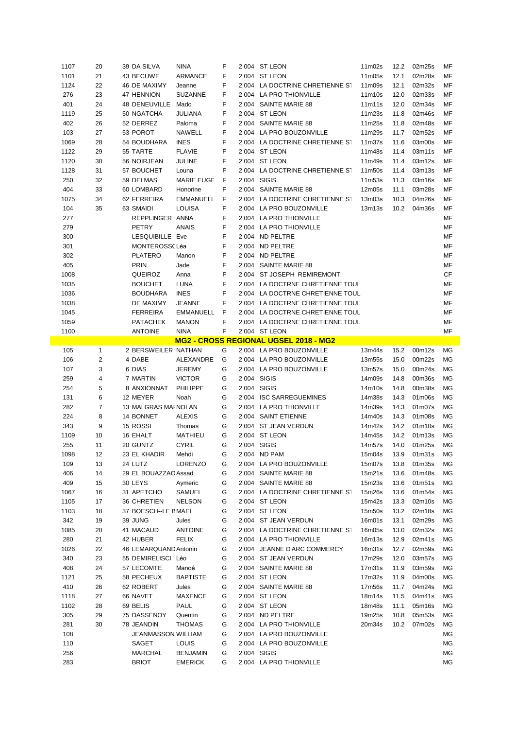| | | | | | | | | | | | |
|---|---|---|---|---|---|---|---|---|---|---|---|
| 1107 | 20 | 39 | DA SILVA | NINA | F | 2 004 | ST LEON | 11m02s | 12.2 | 02m25s | MF |
| 1101 | 21 | 43 | BECUWE | ARMANCE | F | 2 004 | ST LEON | 11m05s | 12.1 | 02m28s | MF |
| 1124 | 22 | 46 | DE MAXIMY | Jeanne | F | 2 004 | LA DOCTRINE CHRETIENNE ST | 11m09s | 12.1 | 02m32s | MF |
| 276 | 23 | 47 | HENNION | SUZANNE | F | 2 004 | LA PRO THIONVILLE | 11m10s | 12.0 | 02m33s | MF |
| 401 | 24 | 48 | DENEUVILLE | Mado | F | 2 004 | SAINTE MARIE 88 | 11m11s | 12.0 | 02m34s | MF |
| 1119 | 25 | 50 | NGATCHA | JULIANA | F | 2 004 | ST LEON | 11m23s | 11.8 | 02m46s | MF |
| 402 | 26 | 52 | DERREZ | Paloma | F | 2 004 | SAINTE MARIE 88 | 11m25s | 11.8 | 02m48s | MF |
| 103 | 27 | 53 | POROT | NAWELL | F | 2 004 | LA PRO BOUZONVILLE | 11m29s | 11.7 | 02m52s | MF |
| 1069 | 28 | 54 | BOUDHARA | INES | F | 2 004 | LA DOCTRINE CHRETIENNE ST | 11m37s | 11.6 | 03m00s | MF |
| 1122 | 29 | 55 | TARTE | FLAVIE | F | 2 004 | ST LEON | 11m48s | 11.4 | 03m11s | MF |
| 1120 | 30 | 56 | NOIRJEAN | JULINE | F | 2 004 | ST LEON | 11m49s | 11.4 | 03m12s | MF |
| 1128 | 31 | 57 | BOUCHET | Louna | F | 2 004 | LA DOCTRINE CHRETIENNE ST | 11m50s | 11.4 | 03m13s | MF |
| 250 | 32 | 59 | DELMAS | MARIE EUGE | F | 2 004 | SIGIS | 11m53s | 11.3 | 03m16s | MF |
| 404 | 33 | 60 | LOMBARD | Honorine | F | 2 004 | SAINTE MARIE 88 | 12m05s | 11.1 | 03m28s | MF |
| 1075 | 34 | 62 | FERREIRA | EMMANUELL | F | 2 004 | LA DOCTRINE CHRETIENNE ST | 13m03s | 10.3 | 04m26s | MF |
| 104 | 35 | 63 | SMAIDI | LOUISA | F | 2 004 | LA PRO BOUZONVILLE | 13m13s | 10.2 | 04m36s | MF |
| 277 | | | REPPLINGER | ANNA | F | 2 004 | LA PRO THIONVILLE | | | | MF |
| 279 | | | PETRY | ANAIS | F | 2 004 | LA PRO THIONVILLE | | | | MF |
| 300 | | | LESQUIBILLE | Eve | F | 2 004 | ND PELTRE | | | | MF |
| 301 | | | MONTEROSSO | Léa | F | 2 004 | ND PELTRE | | | | MF |
| 302 | | | PLATERO | Manon | F | 2 004 | ND PELTRE | | | | MF |
| 405 | | | PRIN | Jade | F | 2 004 | SAINTE MARIE 88 | | | | MF |
| 1008 | | | QUEIROZ | Anna | F | 2 004 | ST JOSEPH REMIREMONT | | | | CF |
| 1035 | | | BOUCHET | LUNA | F | 2 004 | LA DOCTRNE CHRETIENNE TOUL | | | | MF |
| 1036 | | | BOUDHARA | INES | F | 2 004 | LA DOCTRNE CHRETIENNE TOUL | | | | MF |
| 1038 | | | DE MAXIMY | JEANNE | F | 2 004 | LA DOCTRNE CHRETIENNE TOUL | | | | MF |
| 1045 | | | FERREIRA | EMMANUELL | F | 2 004 | LA DOCTRNE CHRETIENNE TOUL | | | | MF |
| 1059 | | | PATACHEK | MANON | F | 2 004 | LA DOCTRNE CHRETIENNE TOUL | | | | MF |
| 1100 | | | ANTOINE | NINA | F | 2 004 | ST LEON | | | | MF |

**MG2 - CROSS REGIONAL UGSEL 2018 - MG2**

| | | | | | | | | | | | |
|---|---|---|---|---|---|---|---|---|---|---|---|
| 105 | 1 | 2 | BERSWEILER | NATHAN | G | 2 004 | LA PRO BOUZONVILLE | 13m44s | 15.2 | 00m12s | MG |
| 106 | 2 | 4 | DABE | ALEXANDRE | G | 2 004 | LA PRO BOUZONVILLE | 13m55s | 15.0 | 00m22s | MG |
| 107 | 3 | 6 | DIAS | JEREMY | G | 2 004 | LA PRO BOUZONVILLE | 13m57s | 15.0 | 00m24s | MG |
| 259 | 4 | 7 | MARTIN | VICTOR | G | 2 004 | SIGIS | 14m09s | 14.8 | 00m36s | MG |
| 254 | 5 | 8 | ANXIONNAT | PHILIPPE | G | 2 004 | SIGIS | 14m10s | 14.8 | 00m38s | MG |
| 131 | 6 | 12 | MEYER | Noah | G | 2 004 | ISC SARREGUEMINES | 14m38s | 14.3 | 01m06s | MG |
| 282 | 7 | 13 | MALGRAS MAI | NOLAN | G | 2 004 | LA PRO THIONVILLE | 14m39s | 14.3 | 01m07s | MG |
| 224 | 8 | 14 | BONNET | ALEXIS | G | 2 004 | SAINT ETIENNE | 14m40s | 14.3 | 01m08s | MG |
| 343 | 9 | 15 | ROSSI | Thomas | G | 2 004 | ST JEAN VERDUN | 14m42s | 14.2 | 01m10s | MG |
| 1109 | 10 | 16 | EHALT | MATHIEU | G | 2 004 | ST LEON | 14m45s | 14.2 | 01m13s | MG |
| 255 | 11 | 20 | GUNTZ | CYRIL | G | 2 004 | SIGIS | 14m57s | 14.0 | 01m25s | MG |
| 1098 | 12 | 23 | EL KHADIR | Mehdi | G | 2 004 | ND PAM | 15m04s | 13.9 | 01m31s | MG |
| 109 | 13 | 24 | LUTZ | LORENZO | G | 2 004 | LA PRO BOUZONVILLE | 15m07s | 13.8 | 01m35s | MG |
| 406 | 14 | 29 | EL BOUAZZAO | Assad | G | 2 004 | SAINTE MARIE 88 | 15m21s | 13.6 | 01m48s | MG |
| 409 | 15 | 30 | LEYS | Aymeric | G | 2 004 | SAINTE MARIE 88 | 15m23s | 13.6 | 01m51s | MG |
| 1067 | 16 | 31 | APETCHO | SAMUEL | G | 2 004 | LA DOCTRINE CHRETIENNE ST | 15m26s | 13.6 | 01m54s | MG |
| 1105 | 17 | 36 | CHRETIEN | NELSON | G | 2 004 | ST LEON | 15m42s | 13.3 | 02m10s | MG |
| 1103 | 18 | 37 | BOESCH--LE B | MAEL | G | 2 004 | ST LEON | 15m50s | 13.2 | 02m18s | MG |
| 342 | 19 | 39 | JUNG | Jules | G | 2 004 | ST JEAN VERDUN | 16m01s | 13.1 | 02m29s | MG |
| 1085 | 20 | 41 | MACAUD | ANTOINE | G | 2 004 | LA DOCTRINE CHRETIENNE ST | 16m05s | 13.0 | 02m32s | MG |
| 280 | 21 | 42 | HUBER | FELIX | G | 2 004 | LA PRO THIONVILLE | 16m13s | 12.9 | 02m41s | MG |
| 1026 | 22 | 46 | LEMARQUAND | Antonin | G | 2 004 | JEANNE D'ARC COMMERCY | 16m31s | 12.7 | 02m59s | MG |
| 340 | 23 | 55 | DEMIRELISCI | Léo | G | 2 004 | ST JEAN VERDUN | 17m29s | 12.0 | 03m57s | MG |
| 408 | 24 | 57 | LECOMTE | Manoé | G | 2 004 | SAINTE MARIE 88 | 17m31s | 11.9 | 03m59s | MG |
| 1121 | 25 | 58 | PECHEUX | BAPTISTE | G | 2 004 | ST LEON | 17m32s | 11.9 | 04m00s | MG |
| 410 | 26 | 62 | ROBERT | Jules | G | 2 004 | SAINTE MARIE 88 | 17m56s | 11.7 | 04m24s | MG |
| 1118 | 27 | 66 | NAVET | MAXENCE | G | 2 004 | ST LEON | 18m14s | 11.5 | 04m41s | MG |
| 1102 | 28 | 69 | BELIS | PAUL | G | 2 004 | ST LEON | 18m48s | 11.1 | 05m16s | MG |
| 305 | 29 | 75 | DASSENOY | Quentin | G | 2 004 | ND PELTRE | 19m25s | 10.8 | 05m53s | MG |
| 281 | 30 | 78 | JEANDIN | THOMAS | G | 2 004 | LA PRO THIONVILLE | 20m34s | 10.2 | 07m02s | MG |
| 108 | | | JEANMASSON | WILLIAM | G | 2 004 | LA PRO BOUZONVILLE | | | | MG |
| 110 | | | SAGET | LOUIS | G | 2 004 | LA PRO BOUZONVILLE | | | | MG |
| 256 | | | MARCHAL | BENJAMIN | G | 2 004 | SIGIS | | | | MG |
| 283 | | | BRIOT | EMERICK | G | 2 004 | LA PRO THIONVILLE | | | | MG |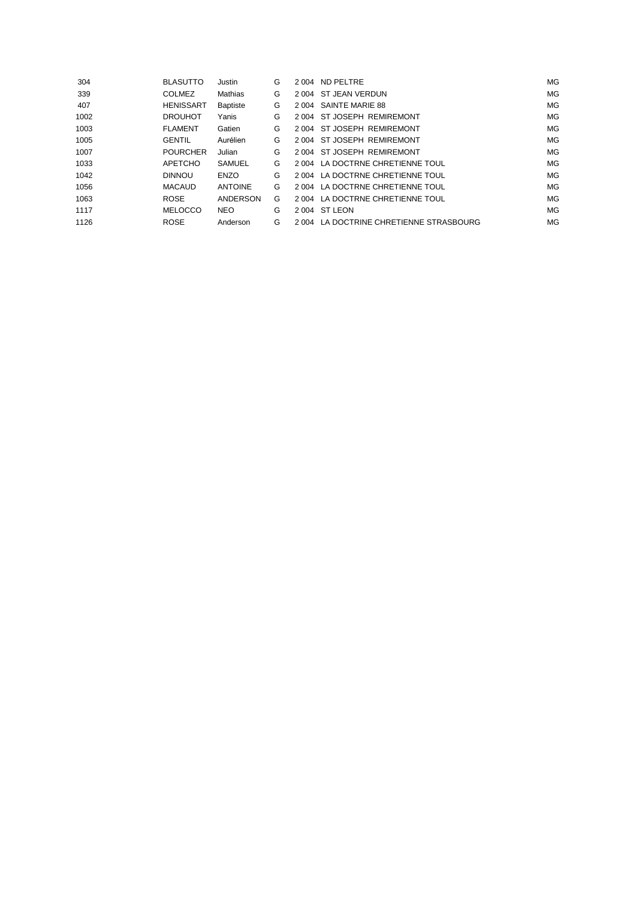| | | | | | | |
|---|---|---|---|---|---|---|
| 304 | BLASUTTO | Justin | G | 2 004 | ND PELTRE | MG |
| 339 | COLMEZ | Mathias | G | 2 004 | ST JEAN VERDUN | MG |
| 407 | HENISSART | Baptiste | G | 2 004 | SAINTE MARIE 88 | MG |
| 1002 | DROUHOT | Yanis | G | 2 004 | ST JOSEPH REMIREMONT | MG |
| 1003 | FLAMENT | Gatien | G | 2 004 | ST JOSEPH REMIREMONT | MG |
| 1005 | GENTIL | Aurélien | G | 2 004 | ST JOSEPH REMIREMONT | MG |
| 1007 | POURCHER | Julian | G | 2 004 | ST JOSEPH REMIREMONT | MG |
| 1033 | APETCHO | SAMUEL | G | 2 004 | LA DOCTRNE CHRETIENNE TOUL | MG |
| 1042 | DINNOU | ENZO | G | 2 004 | LA DOCTRNE CHRETIENNE TOUL | MG |
| 1056 | MACAUD | ANTOINE | G | 2 004 | LA DOCTRNE CHRETIENNE TOUL | MG |
| 1063 | ROSE | ANDERSON | G | 2 004 | LA DOCTRNE CHRETIENNE TOUL | MG |
| 1117 | MELOCCO | NEO | G | 2 004 | ST LEON | MG |
| 1126 | ROSE | Anderson | G | 2 004 | LA DOCTRINE CHRETIENNE STRASBOURG | MG |